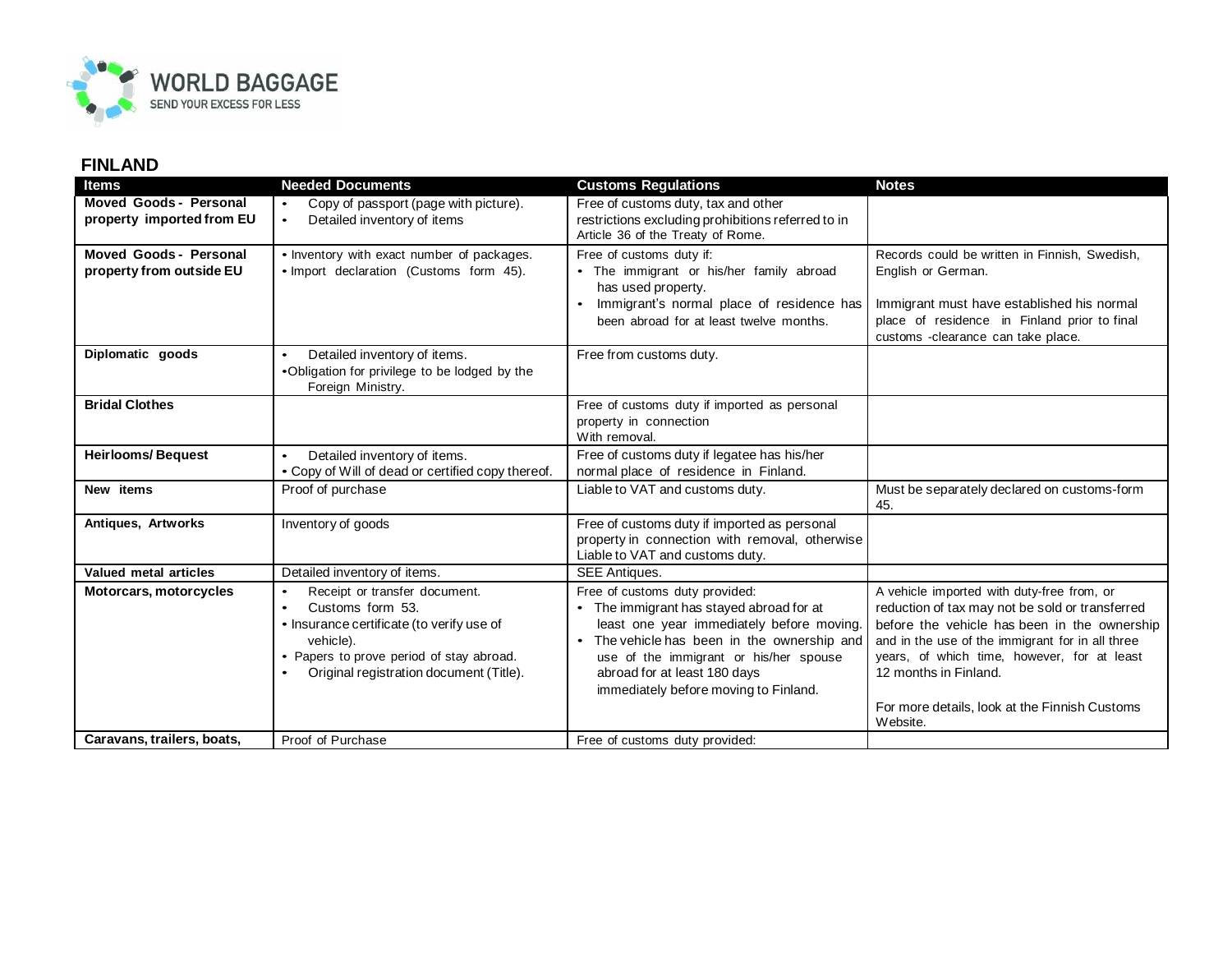WORLD BAGGAGE
SEND YOUR EXCESS FOR LESS

## FINLAND

| Items | Needed Documents | Customs Regulations | Notes |
|---|---|---|---|
| **Moved Goods - Personal property imported from EU** | • Copy of passport (page with picture).<br>• Detailed inventory of items | Free of customs duty, tax and other restrictions excluding prohibitions referred to in Article 36 of the Treaty of Rome. | |
| **Moved Goods - Personal property from outside EU** | • Inventory with exact number of packages.<br>• Import declaration (Customs form 45). | Free of customs duty if:<br>• The immigrant or his/her family abroad has used property.<br>• Immigrant's normal place of residence has been abroad for at least twelve months. | Records could be written in Finnish, Swedish, English or German.<br><br>Immigrant must have established his normal place of residence in Finland prior to final customs -clearance can take place. |
| **Diplomatic goods** | • Detailed inventory of items.<br>• Obligation for privilege to be lodged by the Foreign Ministry. | Free from customs duty. | |
| **Bridal Clothes** | | Free of customs duty if imported as personal property in connection With removal. | |
| **Heirlooms/ Bequest** | • Detailed inventory of items.<br>• Copy of Will of dead or certified copy thereof. | Free of customs duty if legatee has his/her normal place of residence in Finland. | |
| **New items** | Proof of purchase | Liable to VAT and customs duty. | Must be separately declared on customs-form 45. |
| **Antiques, Artworks** | Inventory of goods | Free of customs duty if imported as personal property in connection with removal, otherwise Liable to VAT and customs duty. | |
| **Valued metal articles** | Detailed inventory of items. | SEE Antiques. | |
| **Motorcars, motorcycles** | • Receipt or transfer document.<br>• Customs form 53.<br>• Insurance certificate (to verify use of vehicle).<br>• Papers to prove period of stay abroad.<br>• Original registration document (Title). | Free of customs duty provided:<br>• The immigrant has stayed abroad for at least one year immediately before moving.<br>• The vehicle has been in the ownership and use of the immigrant or his/her spouse abroad for at least 180 days immediately before moving to Finland. | A vehicle imported with duty-free from, or reduction of tax may not be sold or transferred before the vehicle has been in the ownership and in the use of the immigrant for in all three years, of which time, however, for at least 12 months in Finland.<br><br>For more details, look at the Finnish Customs Website. |
| **Caravans, trailers, boats,** | Proof of Purchase | Free of customs duty provided: | |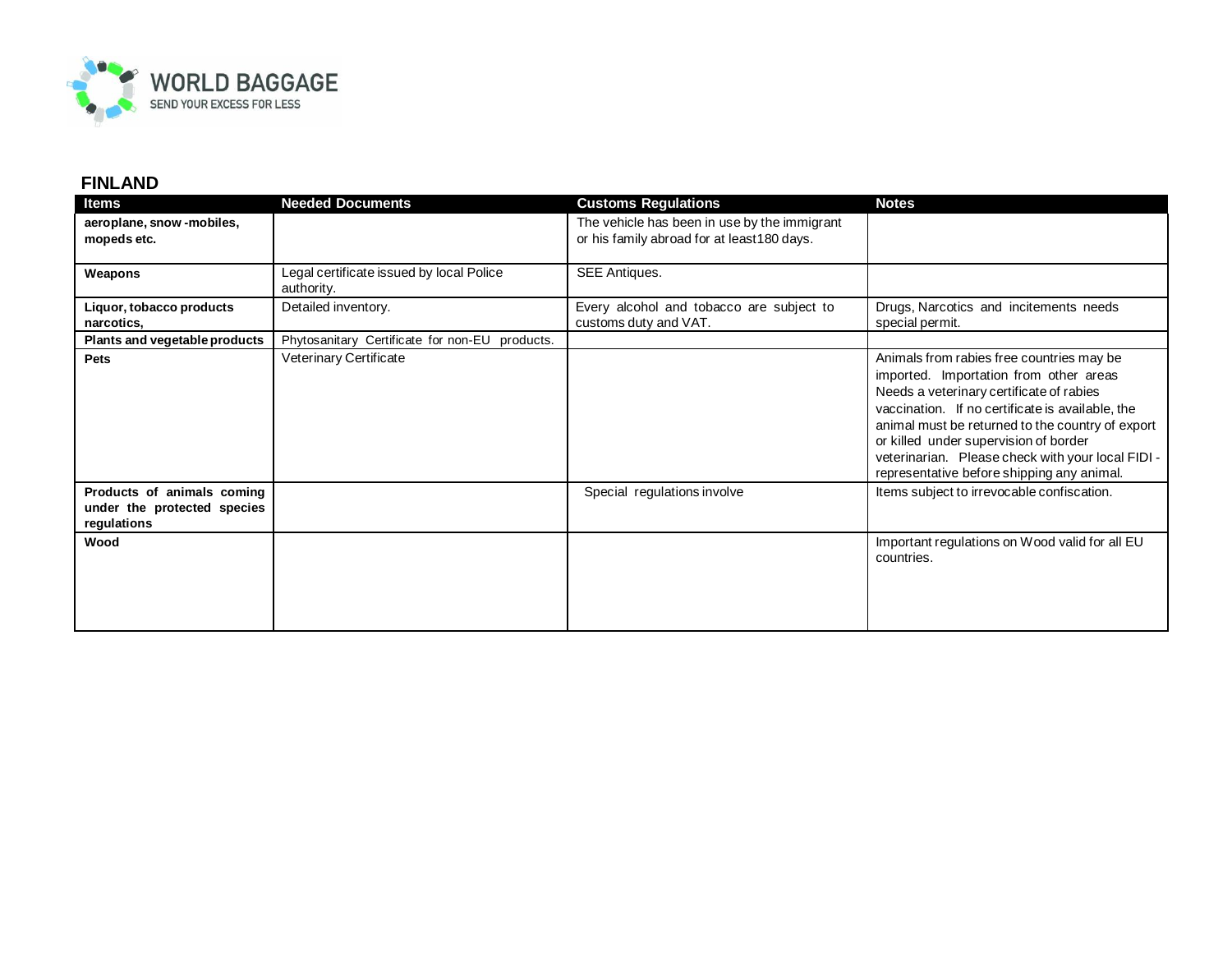## FINLAND

| Items | Needed Documents | Customs Regulations | Notes |
|---|---|---|---|
| **aeroplane, snow -mobiles, mopeds etc.** | | The vehicle has been in use by the immigrant or his family abroad for at least180 days. | |
| **Weapons** | Legal certificate issued by local Police authority. | SEE Antiques. | |
| **Liquor, tobacco products narcotics,** | Detailed inventory. | Every alcohol and tobacco are subject to customs duty and VAT. | Drugs, Narcotics and incitements needs special permit. |
| **Plants and vegetable products** | Phytosanitary Certificate for non-EU products. | | |
| **Pets** | Veterinary Certificate | | Animals from rabies free countries may be imported. Importation from other areas Needs a veterinary certificate of rabies vaccination. If no certificate is available, the animal must be returned to the country of export or killed under supervision of border veterinarian. Please check with your local FIDI - representative before shipping any animal. |
| **Products of animals coming under the protected species regulations** | | Special regulations involve | Items subject to irrevocable confiscation. |
| **Wood** | | | Important regulations on Wood valid for all EU countries. |